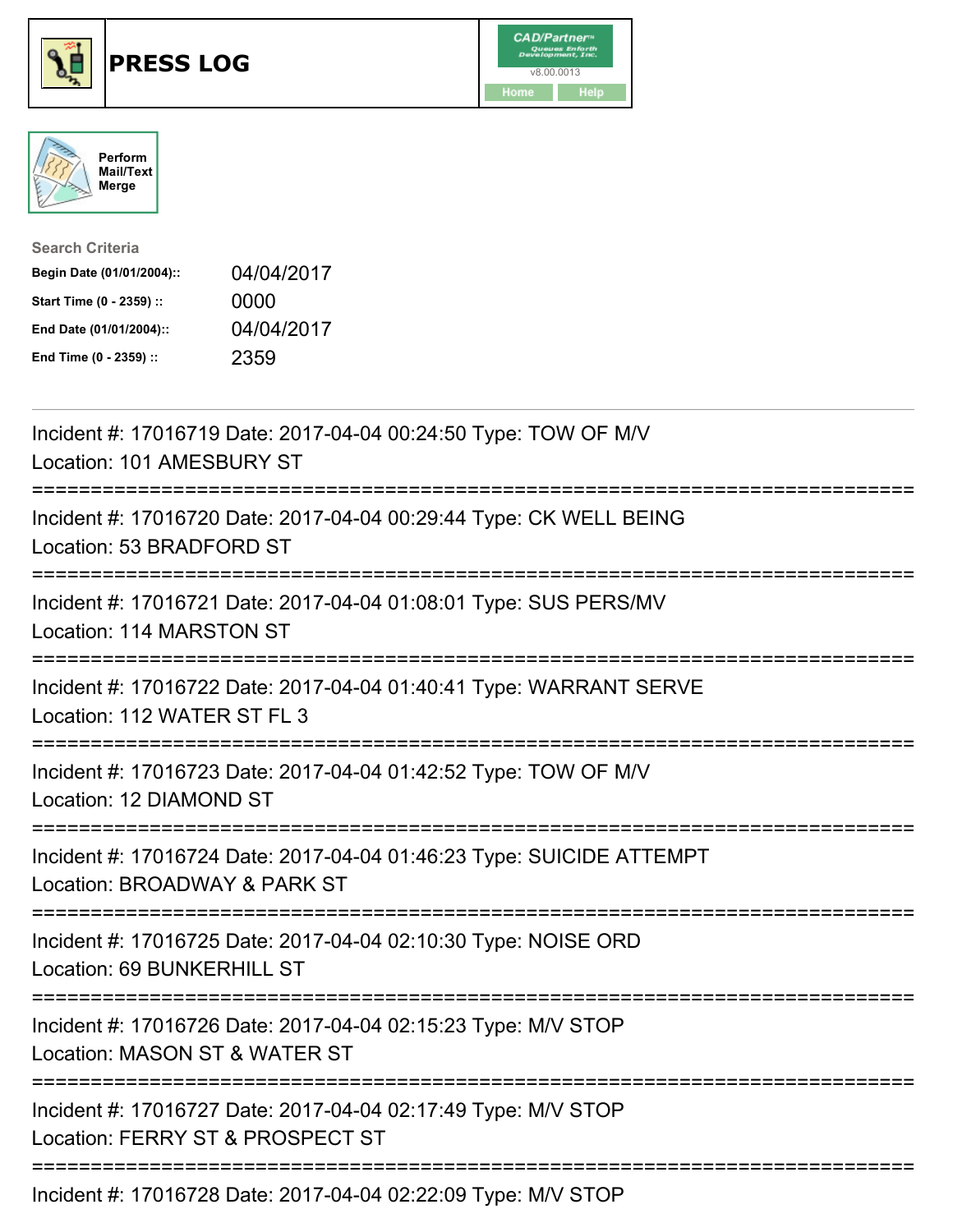# PRESS LOG

CAD/Partner™ v8.00.0013

Home | Help

Perform Mail/Text Merge

**Search Criteria**

| | |
|---|---|
| **Begin Date (01/01/2004)::** | 04/04/2017 |
| **Start Time (0 - 2359) ::** | 0000 |
| **End Date (01/01/2004)::** | 04/04/2017 |
| **End Time (0 - 2359) ::** | 2359 |

---

Incident #: 17016719 Date: 2017-04-04 00:24:50 Type: TOW OF M/V
Location: 101 AMESBURY ST

===========================================================================

Incident #: 17016720 Date: 2017-04-04 00:29:44 Type: CK WELL BEING
Location: 53 BRADFORD ST

===========================================================================

Incident #: 17016721 Date: 2017-04-04 01:08:01 Type: SUS PERS/MV
Location: 114 MARSTON ST

===========================================================================

Incident #: 17016722 Date: 2017-04-04 01:40:41 Type: WARRANT SERVE
Location: 112 WATER ST FL 3

===========================================================================

Incident #: 17016723 Date: 2017-04-04 01:42:52 Type: TOW OF M/V
Location: 12 DIAMOND ST

===========================================================================

Incident #: 17016724 Date: 2017-04-04 01:46:23 Type: SUICIDE ATTEMPT
Location: BROADWAY & PARK ST

===========================================================================

Incident #: 17016725 Date: 2017-04-04 02:10:30 Type: NOISE ORD
Location: 69 BUNKERHILL ST

===========================================================================

Incident #: 17016726 Date: 2017-04-04 02:15:23 Type: M/V STOP
Location: MASON ST & WATER ST

===========================================================================

Incident #: 17016727 Date: 2017-04-04 02:17:49 Type: M/V STOP
Location: FERRY ST & PROSPECT ST

===========================================================================

Incident #: 17016728 Date: 2017-04-04 02:22:09 Type: M/V STOP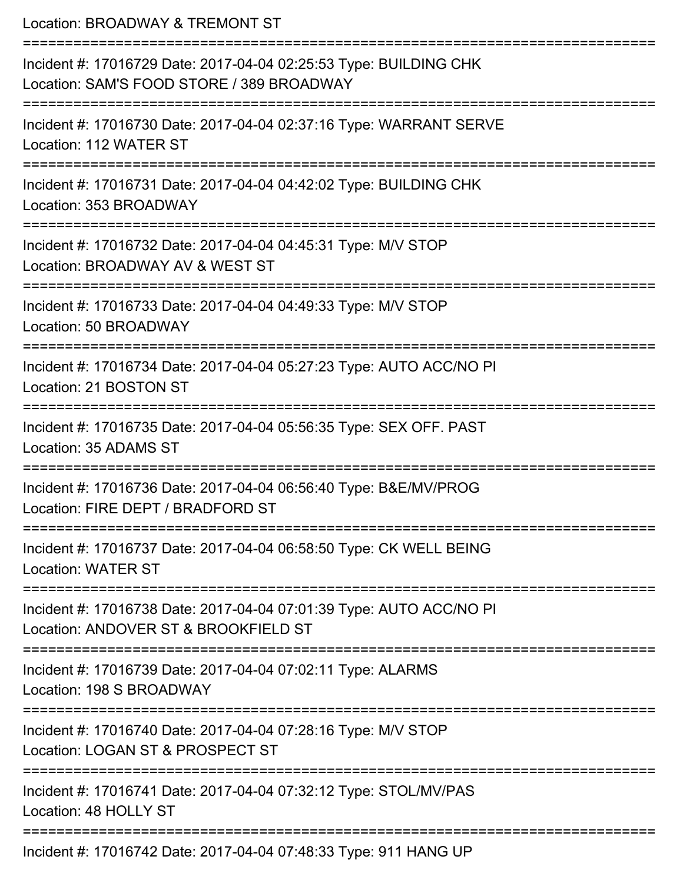Location: BROADWAY & TREMONT ST

===========================================================================

Incident #: 17016729 Date: 2017-04-04 02:25:53 Type: BUILDING CHK
Location: SAM'S FOOD STORE / 389 BROADWAY

===========================================================================

Incident #: 17016730 Date: 2017-04-04 02:37:16 Type: WARRANT SERVE
Location: 112 WATER ST

===========================================================================

Incident #: 17016731 Date: 2017-04-04 04:42:02 Type: BUILDING CHK
Location: 353 BROADWAY

===========================================================================

Incident #: 17016732 Date: 2017-04-04 04:45:31 Type: M/V STOP
Location: BROADWAY AV & WEST ST

===========================================================================

Incident #: 17016733 Date: 2017-04-04 04:49:33 Type: M/V STOP
Location: 50 BROADWAY

===========================================================================

Incident #: 17016734 Date: 2017-04-04 05:27:23 Type: AUTO ACC/NO PI
Location: 21 BOSTON ST

===========================================================================

Incident #: 17016735 Date: 2017-04-04 05:56:35 Type: SEX OFF. PAST
Location: 35 ADAMS ST

===========================================================================

Incident #: 17016736 Date: 2017-04-04 06:56:40 Type: B&E/MV/PROG
Location: FIRE DEPT / BRADFORD ST

===========================================================================

Incident #: 17016737 Date: 2017-04-04 06:58:50 Type: CK WELL BEING
Location: WATER ST

===========================================================================

Incident #: 17016738 Date: 2017-04-04 07:01:39 Type: AUTO ACC/NO PI
Location: ANDOVER ST & BROOKFIELD ST

===========================================================================

Incident #: 17016739 Date: 2017-04-04 07:02:11 Type: ALARMS
Location: 198 S BROADWAY

===========================================================================

Incident #: 17016740 Date: 2017-04-04 07:28:16 Type: M/V STOP
Location: LOGAN ST & PROSPECT ST

===========================================================================

Incident #: 17016741 Date: 2017-04-04 07:32:12 Type: STOL/MV/PAS
Location: 48 HOLLY ST

===========================================================================

Incident #: 17016742 Date: 2017-04-04 07:48:33 Type: 911 HANG UP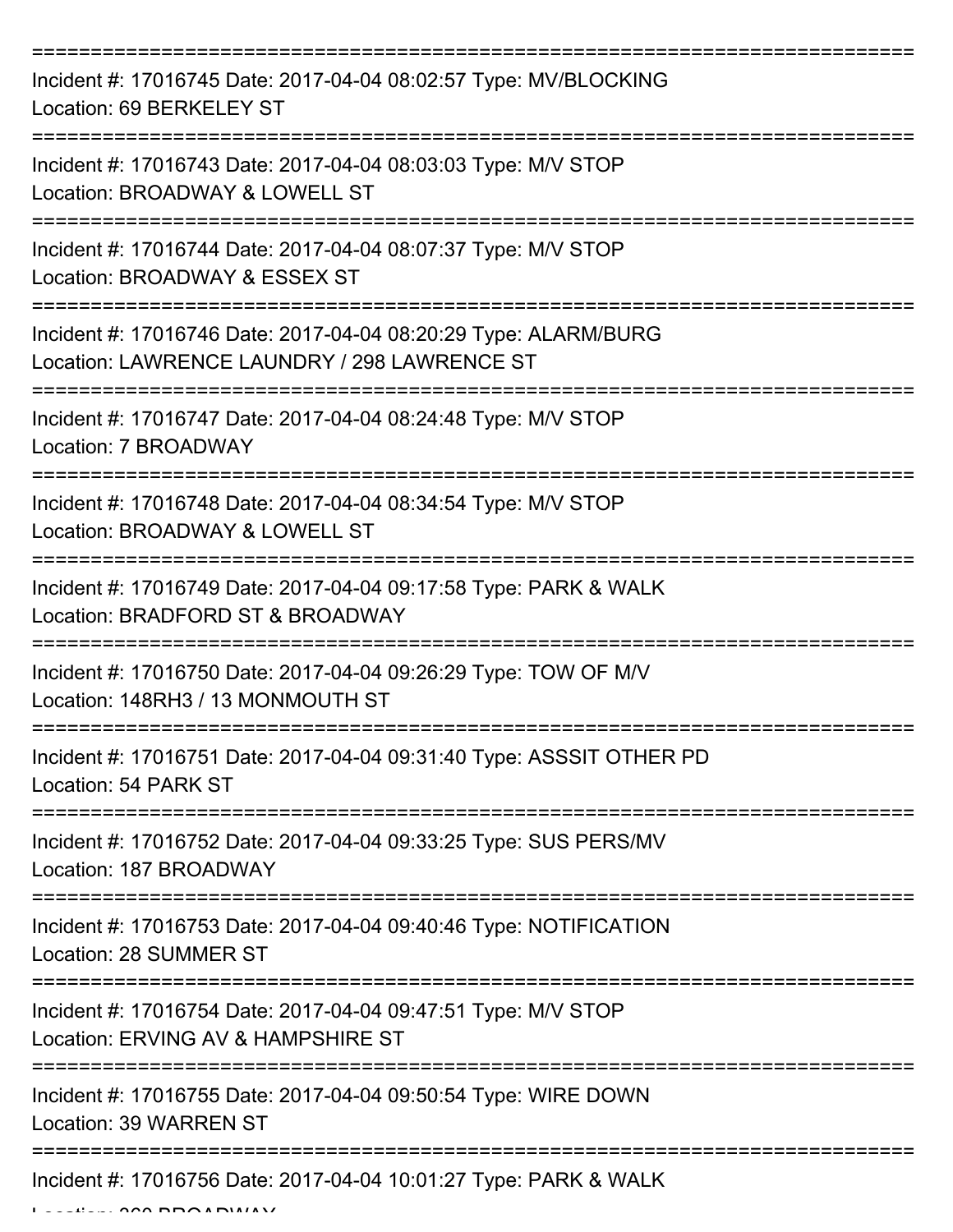===========================================================================

Incident #: 17016745 Date: 2017-04-04 08:02:57 Type: MV/BLOCKING
Location: 69 BERKELEY ST

===========================================================================

Incident #: 17016743 Date: 2017-04-04 08:03:03 Type: M/V STOP
Location: BROADWAY & LOWELL ST

===========================================================================

Incident #: 17016744 Date: 2017-04-04 08:07:37 Type: M/V STOP
Location: BROADWAY & ESSEX ST

===========================================================================

Incident #: 17016746 Date: 2017-04-04 08:20:29 Type: ALARM/BURG
Location: LAWRENCE LAUNDRY / 298 LAWRENCE ST

===========================================================================

Incident #: 17016747 Date: 2017-04-04 08:24:48 Type: M/V STOP
Location: 7 BROADWAY

===========================================================================

Incident #: 17016748 Date: 2017-04-04 08:34:54 Type: M/V STOP
Location: BROADWAY & LOWELL ST

===========================================================================

Incident #: 17016749 Date: 2017-04-04 09:17:58 Type: PARK & WALK
Location: BRADFORD ST & BROADWAY

===========================================================================

Incident #: 17016750 Date: 2017-04-04 09:26:29 Type: TOW OF M/V
Location: 148RH3 / 13 MONMOUTH ST

===========================================================================

Incident #: 17016751 Date: 2017-04-04 09:31:40 Type: ASSSIT OTHER PD
Location: 54 PARK ST

===========================================================================

Incident #: 17016752 Date: 2017-04-04 09:33:25 Type: SUS PERS/MV
Location: 187 BROADWAY

===========================================================================

Incident #: 17016753 Date: 2017-04-04 09:40:46 Type: NOTIFICATION
Location: 28 SUMMER ST

===========================================================================

Incident #: 17016754 Date: 2017-04-04 09:47:51 Type: M/V STOP
Location: ERVING AV & HAMPSHIRE ST

===========================================================================

Incident #: 17016755 Date: 2017-04-04 09:50:54 Type: WIRE DOWN
Location: 39 WARREN ST

===========================================================================

Incident #: 17016756 Date: 2017-04-04 10:01:27 Type: PARK & WALK
Location: 360 BROADWAY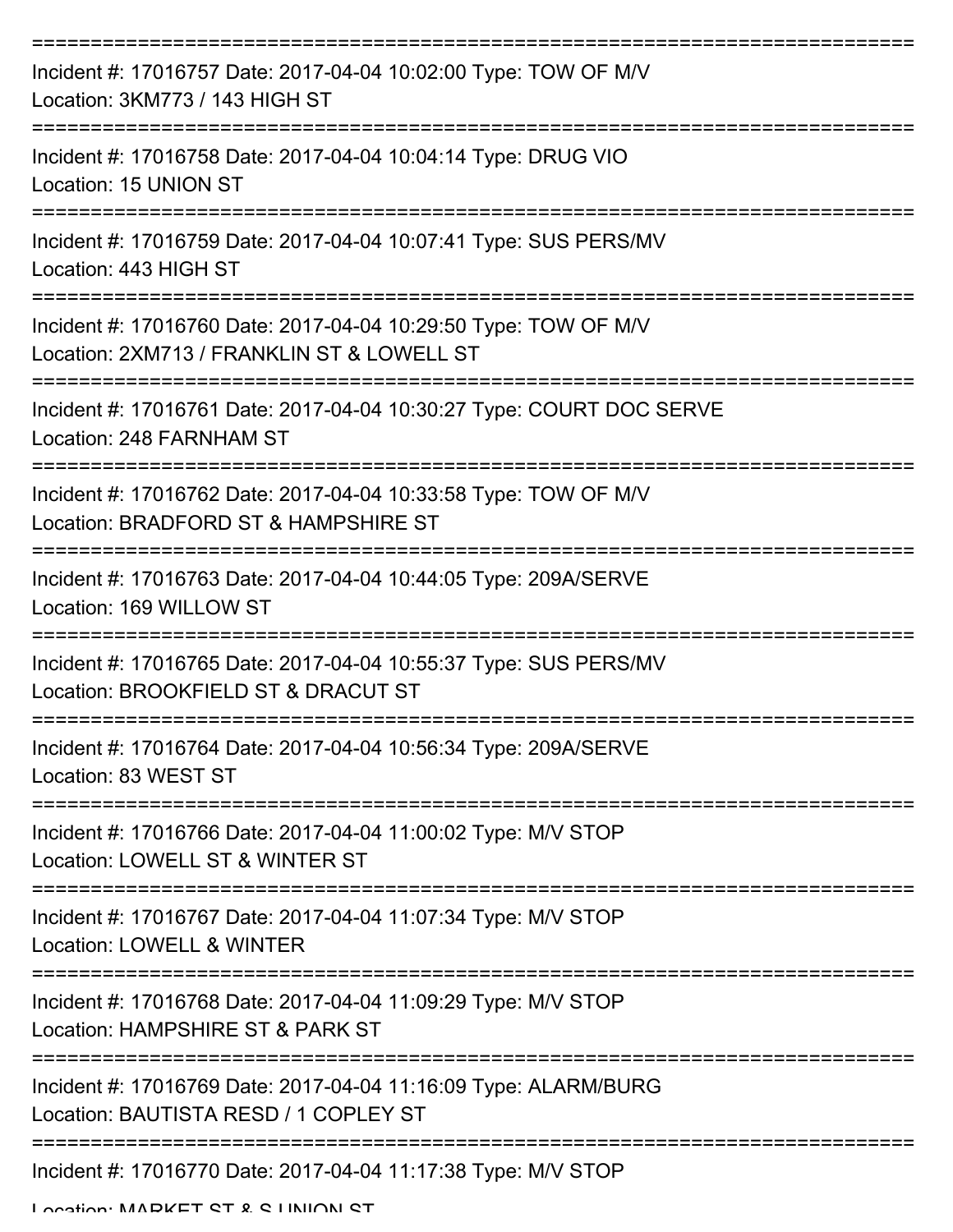===========================================================================

Incident #: 17016757 Date: 2017-04-04 10:02:00 Type: TOW OF M/V
Location: 3KM773 / 143 HIGH ST

===========================================================================

Incident #: 17016758 Date: 2017-04-04 10:04:14 Type: DRUG VIO
Location: 15 UNION ST

===========================================================================

Incident #: 17016759 Date: 2017-04-04 10:07:41 Type: SUS PERS/MV
Location: 443 HIGH ST

===========================================================================

Incident #: 17016760 Date: 2017-04-04 10:29:50 Type: TOW OF M/V
Location: 2XM713 / FRANKLIN ST & LOWELL ST

===========================================================================

Incident #: 17016761 Date: 2017-04-04 10:30:27 Type: COURT DOC SERVE
Location: 248 FARNHAM ST

===========================================================================

Incident #: 17016762 Date: 2017-04-04 10:33:58 Type: TOW OF M/V
Location: BRADFORD ST & HAMPSHIRE ST

===========================================================================

Incident #: 17016763 Date: 2017-04-04 10:44:05 Type: 209A/SERVE
Location: 169 WILLOW ST

===========================================================================

Incident #: 17016765 Date: 2017-04-04 10:55:37 Type: SUS PERS/MV
Location: BROOKFIELD ST & DRACUT ST

===========================================================================

Incident #: 17016764 Date: 2017-04-04 10:56:34 Type: 209A/SERVE
Location: 83 WEST ST

===========================================================================

Incident #: 17016766 Date: 2017-04-04 11:00:02 Type: M/V STOP
Location: LOWELL ST & WINTER ST

===========================================================================

Incident #: 17016767 Date: 2017-04-04 11:07:34 Type: M/V STOP
Location: LOWELL & WINTER

===========================================================================

Incident #: 17016768 Date: 2017-04-04 11:09:29 Type: M/V STOP
Location: HAMPSHIRE ST & PARK ST

===========================================================================

Incident #: 17016769 Date: 2017-04-04 11:16:09 Type: ALARM/BURG
Location: BAUTISTA RESD / 1 COPLEY ST

===========================================================================

Incident #: 17016770 Date: 2017-04-04 11:17:38 Type: M/V STOP
Location: MARKET ST & S UNION ST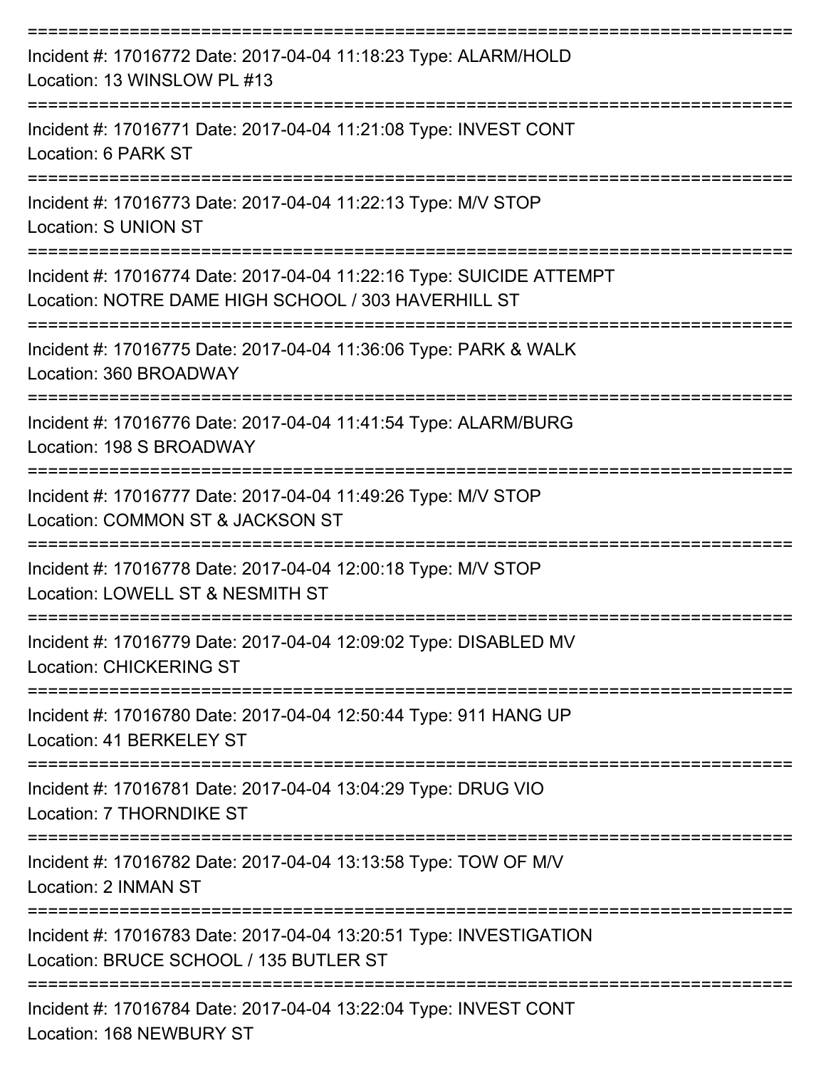---

Incident #: 17016772 Date: 2017-04-04 11:18:23 Type: ALARM/HOLD
Location: 13 WINSLOW PL #13

---

Incident #: 17016771 Date: 2017-04-04 11:21:08 Type: INVEST CONT
Location: 6 PARK ST

---

Incident #: 17016773 Date: 2017-04-04 11:22:13 Type: M/V STOP
Location: S UNION ST

---

Incident #: 17016774 Date: 2017-04-04 11:22:16 Type: SUICIDE ATTEMPT
Location: NOTRE DAME HIGH SCHOOL / 303 HAVERHILL ST

---

Incident #: 17016775 Date: 2017-04-04 11:36:06 Type: PARK & WALK
Location: 360 BROADWAY

---

Incident #: 17016776 Date: 2017-04-04 11:41:54 Type: ALARM/BURG
Location: 198 S BROADWAY

---

Incident #: 17016777 Date: 2017-04-04 11:49:26 Type: M/V STOP
Location: COMMON ST & JACKSON ST

---

Incident #: 17016778 Date: 2017-04-04 12:00:18 Type: M/V STOP
Location: LOWELL ST & NESMITH ST

---

Incident #: 17016779 Date: 2017-04-04 12:09:02 Type: DISABLED MV
Location: CHICKERING ST

---

Incident #: 17016780 Date: 2017-04-04 12:50:44 Type: 911 HANG UP
Location: 41 BERKELEY ST

---

Incident #: 17016781 Date: 2017-04-04 13:04:29 Type: DRUG VIO
Location: 7 THORNDIKE ST

---

Incident #: 17016782 Date: 2017-04-04 13:13:58 Type: TOW OF M/V
Location: 2 INMAN ST

---

Incident #: 17016783 Date: 2017-04-04 13:20:51 Type: INVESTIGATION
Location: BRUCE SCHOOL / 135 BUTLER ST

---

Incident #: 17016784 Date: 2017-04-04 13:22:04 Type: INVEST CONT
Location: 168 NEWBURY ST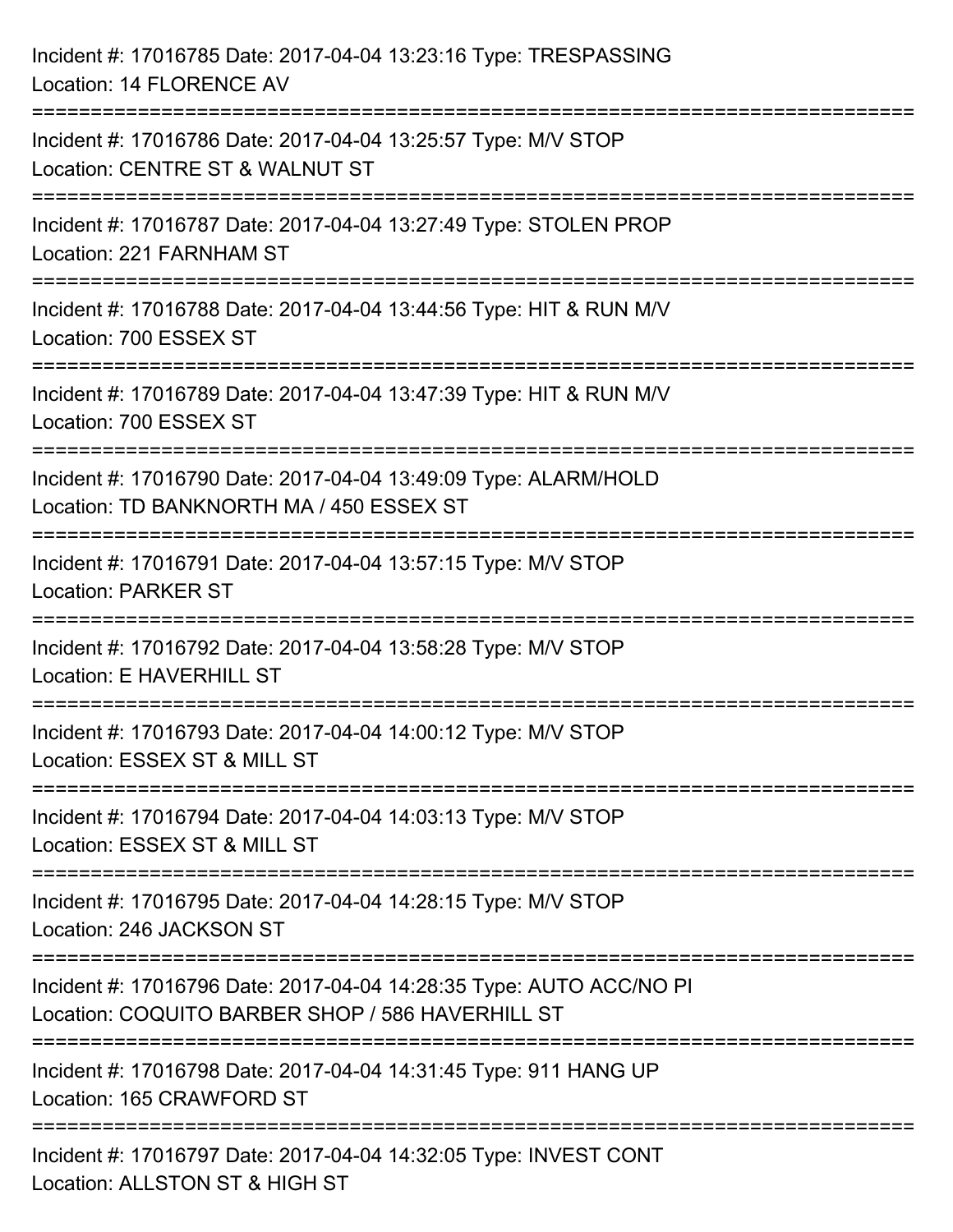Incident #: 17016785 Date: 2017-04-04 13:23:16 Type: TRESPASSING
Location: 14 FLORENCE AV

===========================================================================

Incident #: 17016786 Date: 2017-04-04 13:25:57 Type: M/V STOP
Location: CENTRE ST & WALNUT ST

===========================================================================

Incident #: 17016787 Date: 2017-04-04 13:27:49 Type: STOLEN PROP
Location: 221 FARNHAM ST

===========================================================================

Incident #: 17016788 Date: 2017-04-04 13:44:56 Type: HIT & RUN M/V
Location: 700 ESSEX ST

===========================================================================

Incident #: 17016789 Date: 2017-04-04 13:47:39 Type: HIT & RUN M/V
Location: 700 ESSEX ST

===========================================================================

Incident #: 17016790 Date: 2017-04-04 13:49:09 Type: ALARM/HOLD
Location: TD BANKNORTH MA / 450 ESSEX ST

===========================================================================

Incident #: 17016791 Date: 2017-04-04 13:57:15 Type: M/V STOP
Location: PARKER ST

===========================================================================

Incident #: 17016792 Date: 2017-04-04 13:58:28 Type: M/V STOP
Location: E HAVERHILL ST

===========================================================================

Incident #: 17016793 Date: 2017-04-04 14:00:12 Type: M/V STOP
Location: ESSEX ST & MILL ST

===========================================================================

Incident #: 17016794 Date: 2017-04-04 14:03:13 Type: M/V STOP
Location: ESSEX ST & MILL ST

===========================================================================

Incident #: 17016795 Date: 2017-04-04 14:28:15 Type: M/V STOP
Location: 246 JACKSON ST

===========================================================================

Incident #: 17016796 Date: 2017-04-04 14:28:35 Type: AUTO ACC/NO PI
Location: COQUITO BARBER SHOP / 586 HAVERHILL ST

===========================================================================

Incident #: 17016798 Date: 2017-04-04 14:31:45 Type: 911 HANG UP
Location: 165 CRAWFORD ST

===========================================================================

Incident #: 17016797 Date: 2017-04-04 14:32:05 Type: INVEST CONT
Location: ALLSTON ST & HIGH ST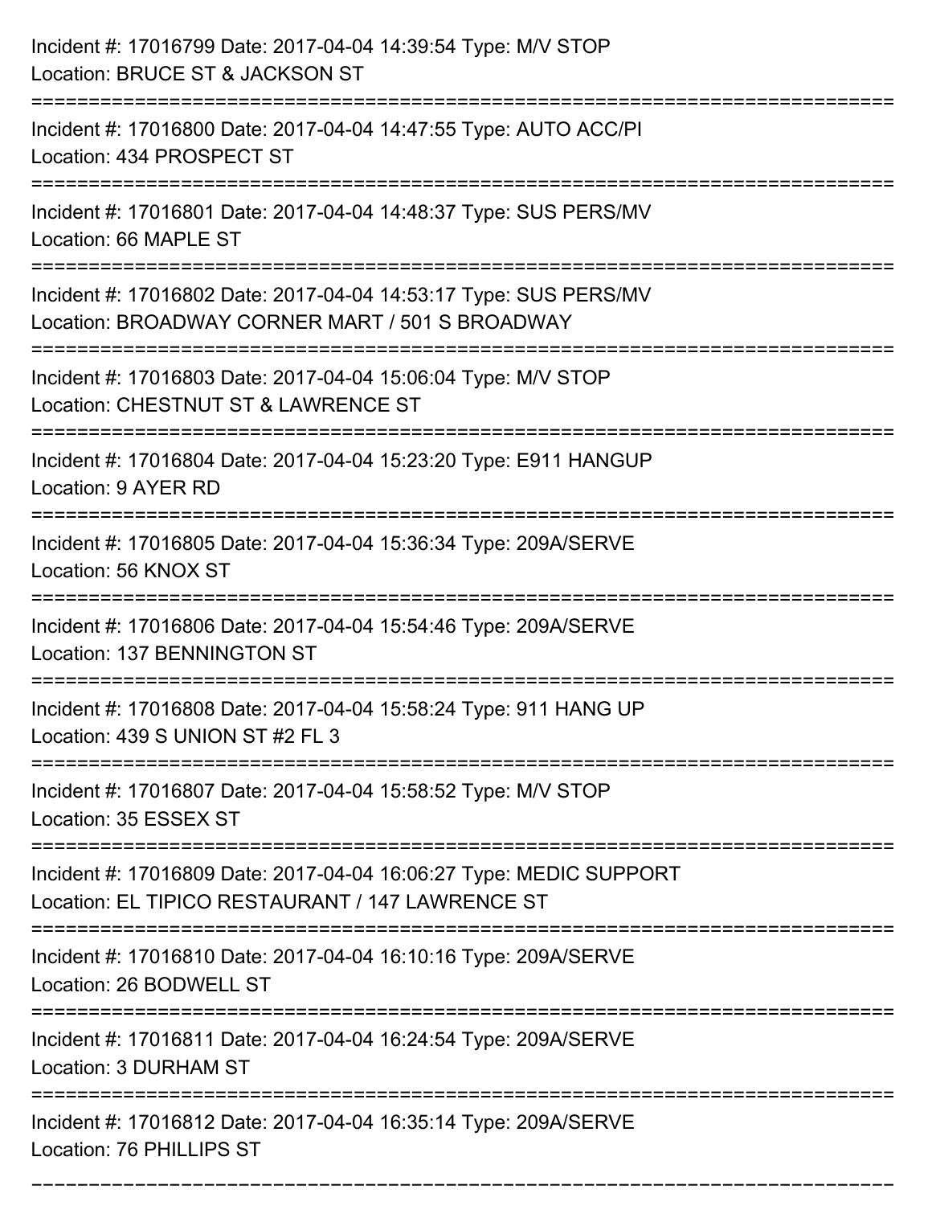Incident #: 17016799 Date: 2017-04-04 14:39:54 Type: M/V STOP
Location: BRUCE ST & JACKSON ST

===========================================================================

Incident #: 17016800 Date: 2017-04-04 14:47:55 Type: AUTO ACC/PI
Location: 434 PROSPECT ST

===========================================================================

Incident #: 17016801 Date: 2017-04-04 14:48:37 Type: SUS PERS/MV
Location: 66 MAPLE ST

===========================================================================

Incident #: 17016802 Date: 2017-04-04 14:53:17 Type: SUS PERS/MV
Location: BROADWAY CORNER MART / 501 S BROADWAY

===========================================================================

Incident #: 17016803 Date: 2017-04-04 15:06:04 Type: M/V STOP
Location: CHESTNUT ST & LAWRENCE ST

===========================================================================

Incident #: 17016804 Date: 2017-04-04 15:23:20 Type: E911 HANGUP
Location: 9 AYER RD

===========================================================================

Incident #: 17016805 Date: 2017-04-04 15:36:34 Type: 209A/SERVE
Location: 56 KNOX ST

===========================================================================

Incident #: 17016806 Date: 2017-04-04 15:54:46 Type: 209A/SERVE
Location: 137 BENNINGTON ST

===========================================================================

Incident #: 17016808 Date: 2017-04-04 15:58:24 Type: 911 HANG UP
Location: 439 S UNION ST #2 FL 3

===========================================================================

Incident #: 17016807 Date: 2017-04-04 15:58:52 Type: M/V STOP
Location: 35 ESSEX ST

===========================================================================

Incident #: 17016809 Date: 2017-04-04 16:06:27 Type: MEDIC SUPPORT
Location: EL TIPICO RESTAURANT / 147 LAWRENCE ST

===========================================================================

Incident #: 17016810 Date: 2017-04-04 16:10:16 Type: 209A/SERVE
Location: 26 BODWELL ST

===========================================================================

Incident #: 17016811 Date: 2017-04-04 16:24:54 Type: 209A/SERVE
Location: 3 DURHAM ST

===========================================================================

Incident #: 17016812 Date: 2017-04-04 16:35:14 Type: 209A/SERVE
Location: 76 PHILLIPS ST

===========================================================================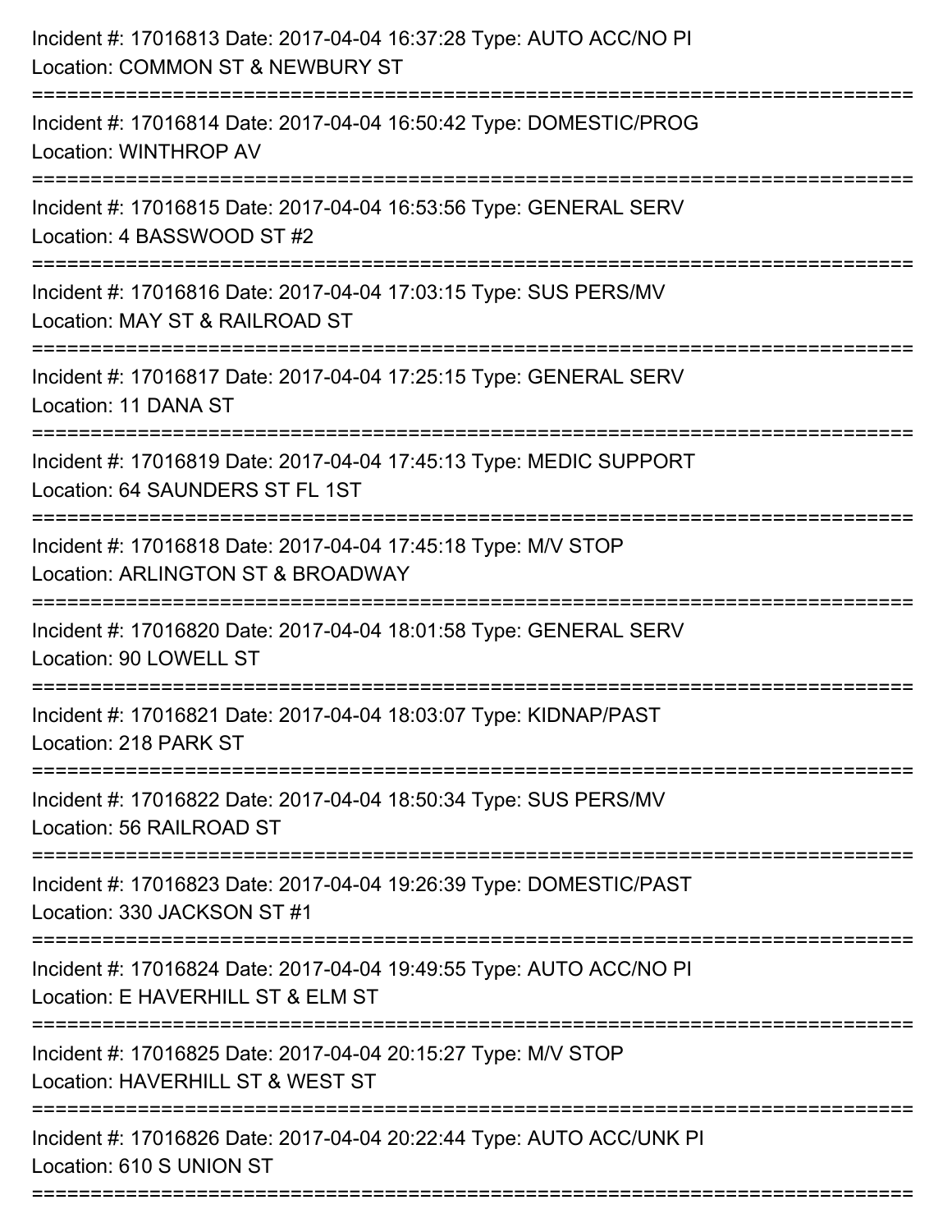Incident #: 17016813 Date: 2017-04-04 16:37:28 Type: AUTO ACC/NO PI
Location: COMMON ST & NEWBURY ST

===========================================================================

Incident #: 17016814 Date: 2017-04-04 16:50:42 Type: DOMESTIC/PROG
Location: WINTHROP AV

===========================================================================

Incident #: 17016815 Date: 2017-04-04 16:53:56 Type: GENERAL SERV
Location: 4 BASSWOOD ST #2

===========================================================================

Incident #: 17016816 Date: 2017-04-04 17:03:15 Type: SUS PERS/MV
Location: MAY ST & RAILROAD ST

===========================================================================

Incident #: 17016817 Date: 2017-04-04 17:25:15 Type: GENERAL SERV
Location: 11 DANA ST

===========================================================================

Incident #: 17016819 Date: 2017-04-04 17:45:13 Type: MEDIC SUPPORT
Location: 64 SAUNDERS ST FL 1ST

===========================================================================

Incident #: 17016818 Date: 2017-04-04 17:45:18 Type: M/V STOP
Location: ARLINGTON ST & BROADWAY

===========================================================================

Incident #: 17016820 Date: 2017-04-04 18:01:58 Type: GENERAL SERV
Location: 90 LOWELL ST

===========================================================================

Incident #: 17016821 Date: 2017-04-04 18:03:07 Type: KIDNAP/PAST
Location: 218 PARK ST

===========================================================================

Incident #: 17016822 Date: 2017-04-04 18:50:34 Type: SUS PERS/MV
Location: 56 RAILROAD ST

===========================================================================

Incident #: 17016823 Date: 2017-04-04 19:26:39 Type: DOMESTIC/PAST
Location: 330 JACKSON ST #1

===========================================================================

Incident #: 17016824 Date: 2017-04-04 19:49:55 Type: AUTO ACC/NO PI
Location: E HAVERHILL ST & ELM ST

===========================================================================

Incident #: 17016825 Date: 2017-04-04 20:15:27 Type: M/V STOP
Location: HAVERHILL ST & WEST ST

===========================================================================

Incident #: 17016826 Date: 2017-04-04 20:22:44 Type: AUTO ACC/UNK PI
Location: 610 S UNION ST

===========================================================================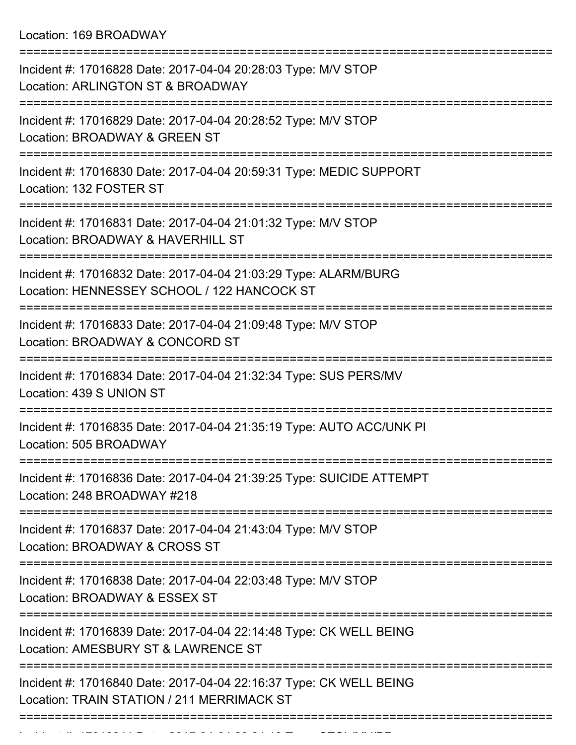Location: 169 BROADWAY

===========================================================================

Incident #: 17016828 Date: 2017-04-04 20:28:03 Type: M/V STOP
Location: ARLINGTON ST & BROADWAY

===========================================================================

Incident #: 17016829 Date: 2017-04-04 20:28:52 Type: M/V STOP
Location: BROADWAY & GREEN ST

===========================================================================

Incident #: 17016830 Date: 2017-04-04 20:59:31 Type: MEDIC SUPPORT
Location: 132 FOSTER ST

===========================================================================

Incident #: 17016831 Date: 2017-04-04 21:01:32 Type: M/V STOP
Location: BROADWAY & HAVERHILL ST

===========================================================================

Incident #: 17016832 Date: 2017-04-04 21:03:29 Type: ALARM/BURG
Location: HENNESSEY SCHOOL / 122 HANCOCK ST

===========================================================================

Incident #: 17016833 Date: 2017-04-04 21:09:48 Type: M/V STOP
Location: BROADWAY & CONCORD ST

===========================================================================

Incident #: 17016834 Date: 2017-04-04 21:32:34 Type: SUS PERS/MV
Location: 439 S UNION ST

===========================================================================

Incident #: 17016835 Date: 2017-04-04 21:35:19 Type: AUTO ACC/UNK PI
Location: 505 BROADWAY

===========================================================================

Incident #: 17016836 Date: 2017-04-04 21:39:25 Type: SUICIDE ATTEMPT
Location: 248 BROADWAY #218

===========================================================================

Incident #: 17016837 Date: 2017-04-04 21:43:04 Type: M/V STOP
Location: BROADWAY & CROSS ST

===========================================================================

Incident #: 17016838 Date: 2017-04-04 22:03:48 Type: M/V STOP
Location: BROADWAY & ESSEX ST

===========================================================================

Incident #: 17016839 Date: 2017-04-04 22:14:48 Type: CK WELL BEING
Location: AMESBURY ST & LAWRENCE ST

===========================================================================

Incident #: 17016840 Date: 2017-04-04 22:16:37 Type: CK WELL BEING
Location: TRAIN STATION / 211 MERRIMACK ST

===========================================================================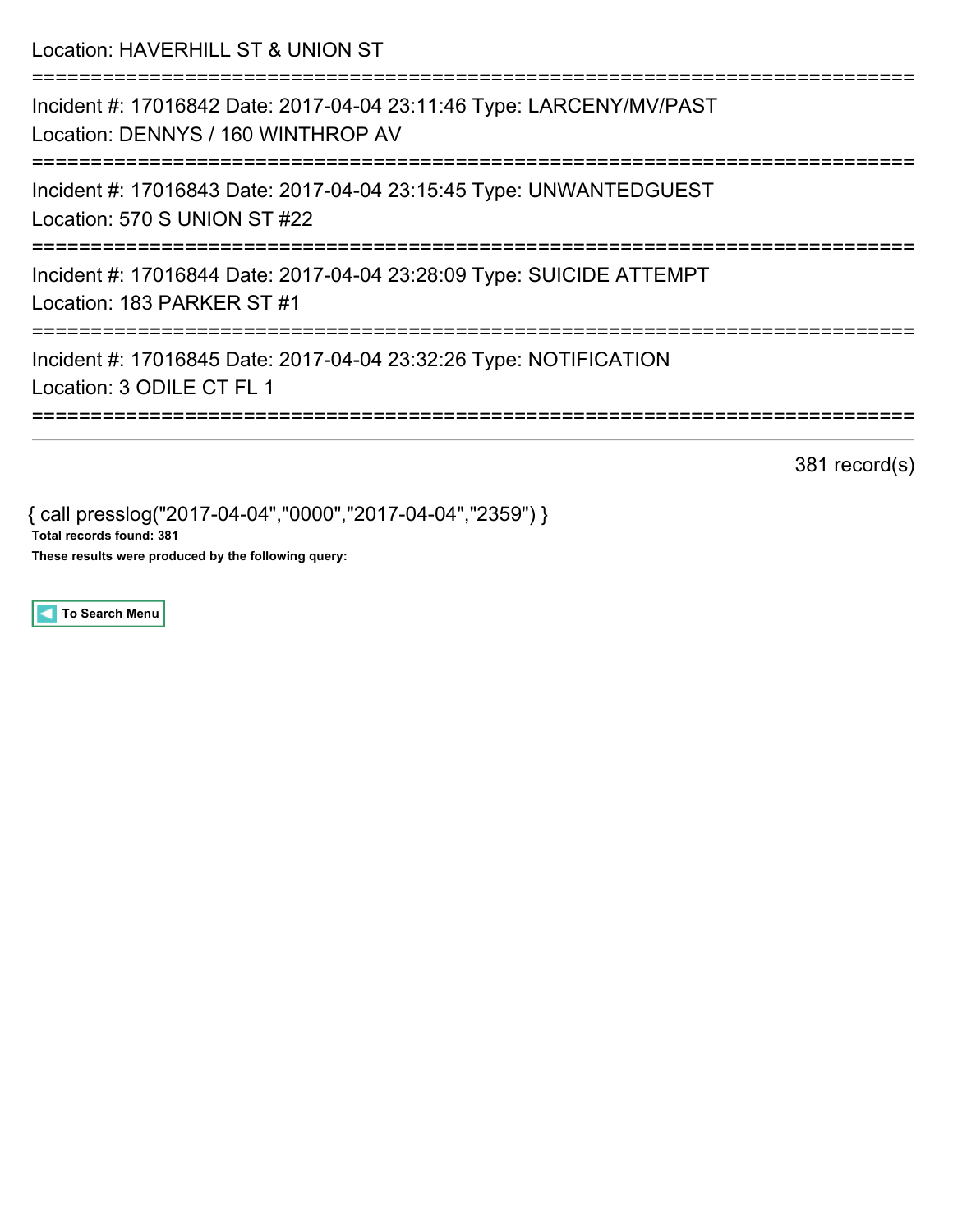Location: HAVERHILL ST & UNION ST

===========================================================================

Incident #: 17016842 Date: 2017-04-04 23:11:46 Type: LARCENY/MV/PAST

Location: DENNYS / 160 WINTHROP AV

===========================================================================

Incident #: 17016843 Date: 2017-04-04 23:15:45 Type: UNWANTEDGUEST

Location: 570 S UNION ST #22

===========================================================================

Incident #: 17016844 Date: 2017-04-04 23:28:09 Type: SUICIDE ATTEMPT

Location: 183 PARKER ST #1

===========================================================================

Incident #: 17016845 Date: 2017-04-04 23:32:26 Type: NOTIFICATION

Location: 3 ODILE CT FL 1

===========================================================================

381 record(s)

{ call presslog("2017-04-04","0000","2017-04-04","2359") }

**Total records found: 381**

**These results were produced by the following query:**

**To Search Menu**